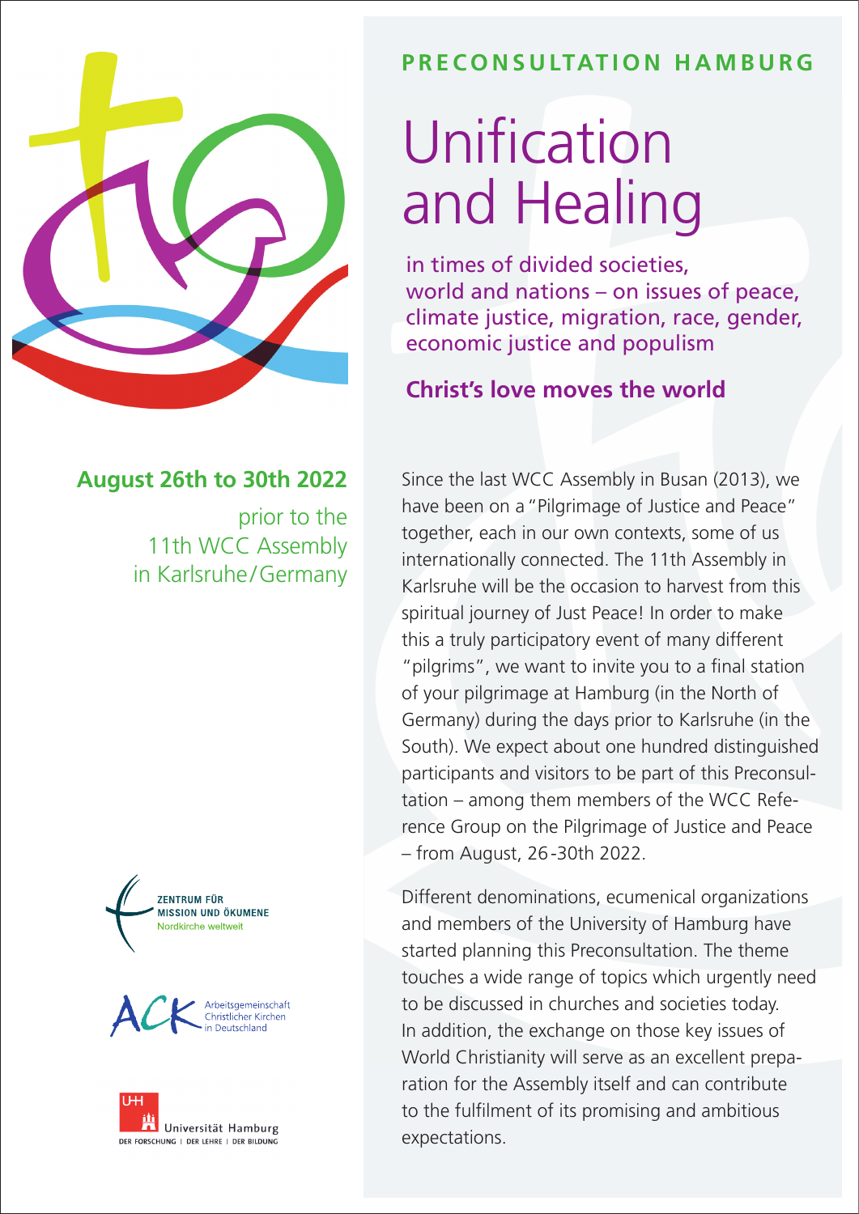## PRECONSULTATION HAMBURG

# Unification and Healing

in times of divided societies, world and nations – on issues of peace, climate justice, migration, race, gender, economic justice and populism

**Christ's love moves the world**

**August 26th to 30th 2022**

prior to the 11th WCC Assembly in Karlsruhe/Germany

Since the last WCC Assembly in Busan (2013), we have been on a "Pilgrimage of Justice and Peace" together, each in our own contexts, some of us internationally connected. The 11th Assembly in Karlsruhe will be the occasion to harvest from this spiritual journey of Just Peace! In order to make this a truly participatory event of many different "pilgrims", we want to invite you to a final station of your pilgrimage at Hamburg (in the North of Germany) during the days prior to Karlsruhe (in the South). We expect about one hundred distinguished participants and visitors to be part of this Preconsultation – among them members of the WCC Reference Group on the Pilgrimage of Justice and Peace – from August, 26-30th 2022.

Different denominations, ecumenical organizations and members of the University of Hamburg have started planning this Preconsultation. The theme touches a wide range of topics which urgently need to be discussed in churches and societies today. In addition, the exchange on those key issues of World Christianity will serve as an excellent preparation for the Assembly itself and can contribute to the fulfilment of its promising and ambitious expectations.

ZENTRUM FÜR MISSION UND ÖKUMENE
Nordkirche weltweit

ACK Arbeitsgemeinschaft Christlicher Kirchen in Deutschland

Universität Hamburg
DER FORSCHUNG | DER LEHRE | DER BILDUNG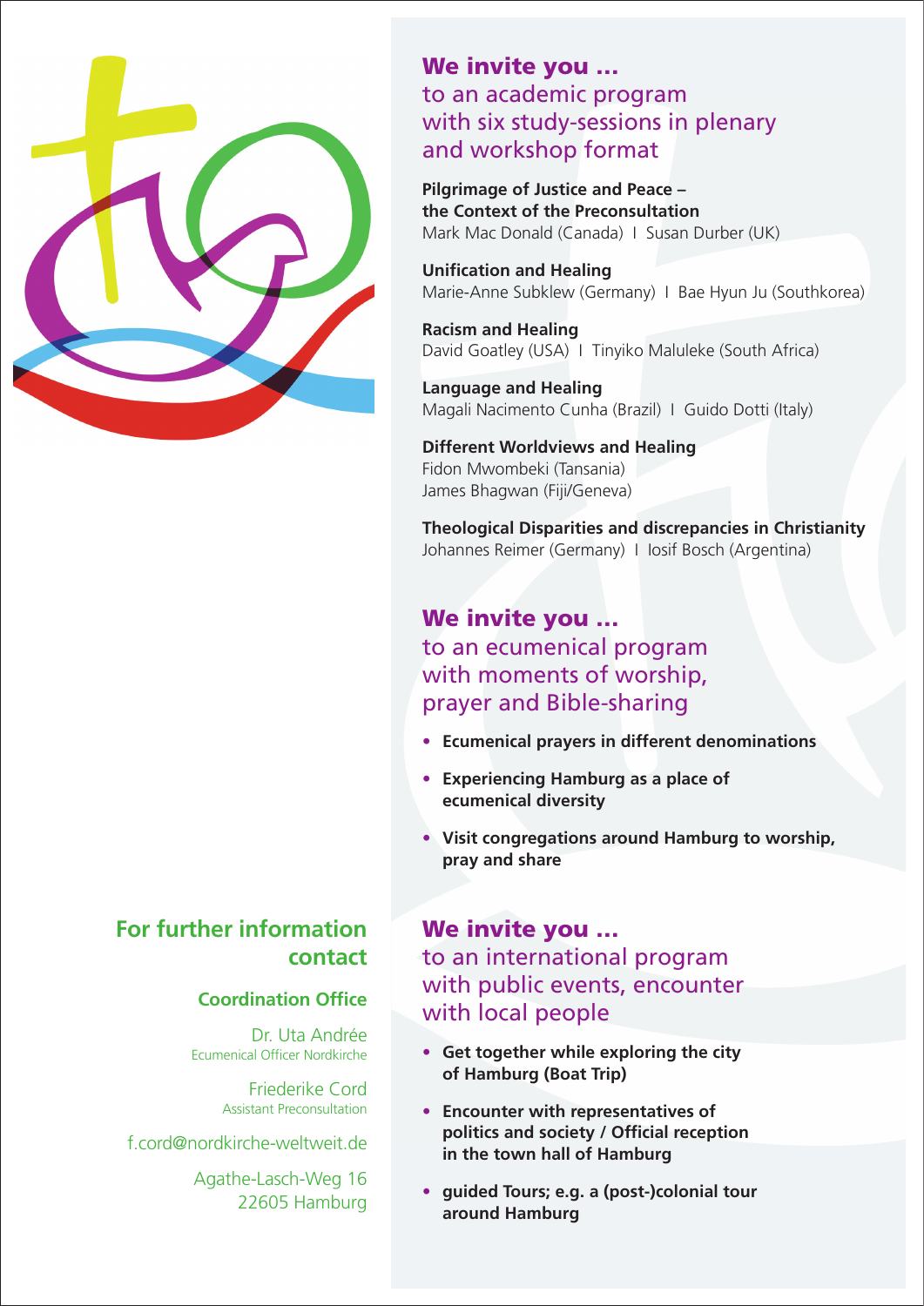## We invite you ...
to an academic program with six study-sessions in plenary and workshop format

**Pilgrimage of Justice and Peace – the Context of the Preconsultation**
Mark Mac Donald (Canada) I Susan Durber (UK)

**Unification and Healing**
Marie-Anne Subklew (Germany) I Bae Hyun Ju (Southkorea)

**Racism and Healing**
David Goatley (USA) I Tinyiko Maluleke (South Africa)

**Language and Healing**
Magali Nacimento Cunha (Brazil) I Guido Dotti (Italy)

**Different Worldviews and Healing**
Fidon Mwombeki (Tansania)
James Bhagwan (Fiji/Geneva)

**Theological Disparities and discrepancies in Christianity**
Johannes Reimer (Germany) I Iosif Bosch (Argentina)

## We invite you ...
to an ecumenical program with moments of worship, prayer and Bible-sharing

- **Ecumenical prayers in different denominations**
- **Experiencing Hamburg as a place of ecumenical diversity**
- **Visit congregations around Hamburg to worship, pray and share**

## We invite you ...
to an international program with public events, encounter with local people

- **Get together while exploring the city of Hamburg (Boat Trip)**
- **Encounter with representatives of politics and society / Official reception in the town hall of Hamburg**
- **guided Tours; e.g. a (post-)colonial tour around Hamburg**

## For further information contact

**Coordination Office**

Dr. Uta Andrée
Ecumenical Officer Nordkirche

Friederike Cord
Assistant Preconsultation

f.cord@nordkirche-weltweit.de

Agathe-Lasch-Weg 16
22605 Hamburg